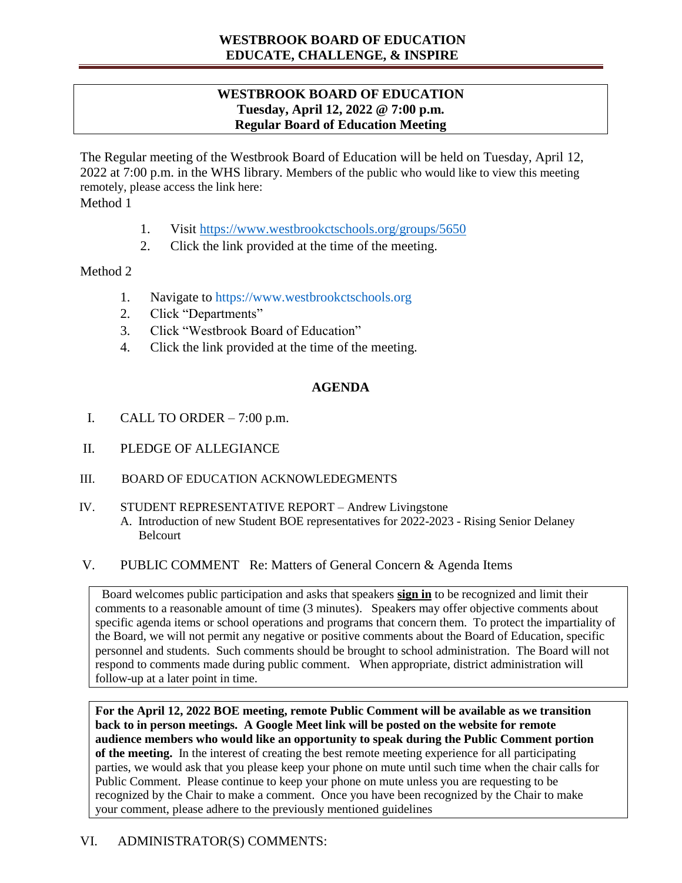**WESTBROOK BOARD OF EDUCATION**
**EDUCATE, CHALLENGE, & INSPIRE**

---

**WESTBROOK BOARD OF EDUCATION**
**Tuesday, April 12, 2022 @ 7:00 p.m.**
**Regular Board of Education Meeting**

The Regular meeting of the Westbrook Board of Education will be held on Tuesday, April 12, 2022 at 7:00 p.m. in the WHS library. Members of the public who would like to view this meeting remotely, please access the link here:

Method 1

1. Visit https://www.westbrookctschools.org/groups/5650
2. Click the link provided at the time of the meeting.

Method 2

1. Navigate to https://www.westbrookctschools.org
2. Click "Departments"
3. Click "Westbrook Board of Education"
4. Click the link provided at the time of the meeting.

## AGENDA

I. CALL TO ORDER – 7:00 p.m.

II. PLEDGE OF ALLEGIANCE

III. BOARD OF EDUCATION ACKNOWLEDEGMENTS

IV. STUDENT REPRESENTATIVE REPORT – Andrew Livingstone
   A. Introduction of new Student BOE representatives for 2022-2023 - Rising Senior Delaney Belcourt

V. PUBLIC COMMENT Re: Matters of General Concern & Agenda Items

Board welcomes public participation and asks that speakers **sign in** to be recognized and limit their comments to a reasonable amount of time (3 minutes). Speakers may offer objective comments about specific agenda items or school operations and programs that concern them. To protect the impartiality of the Board, we will not permit any negative or positive comments about the Board of Education, specific personnel and students. Such comments should be brought to school administration. The Board will not respond to comments made during public comment. When appropriate, district administration will follow-up at a later point in time.

**For the April 12, 2022 BOE meeting, remote Public Comment will be available as we transition back to in person meetings. A Google Meet link will be posted on the website for remote audience members who would like an opportunity to speak during the Public Comment portion of the meeting.** In the interest of creating the best remote meeting experience for all participating parties, we would ask that you please keep your phone on mute until such time when the chair calls for Public Comment. Please continue to keep your phone on mute unless you are requesting to be recognized by the Chair to make a comment. Once you have been recognized by the Chair to make your comment, please adhere to the previously mentioned guidelines

VI. ADMINISTRATOR(S) COMMENTS: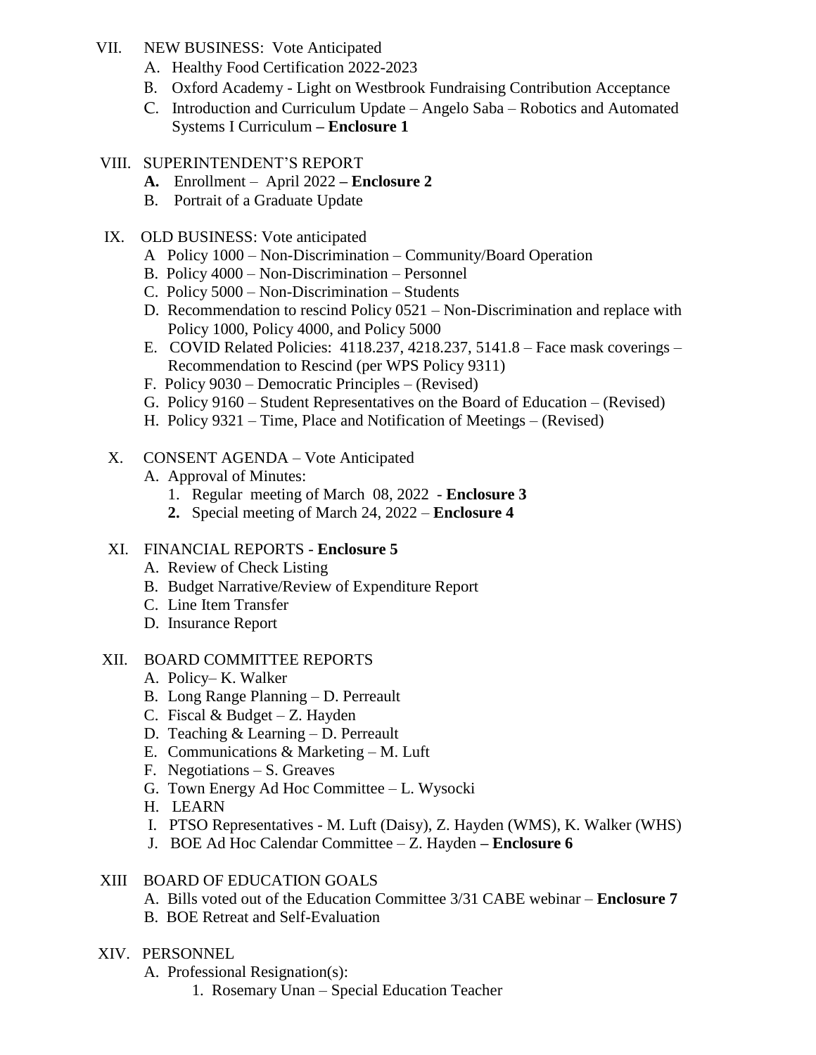VII. NEW BUSINESS: Vote Anticipated

A. Healthy Food Certification 2022-2023
B. Oxford Academy - Light on Westbrook Fundraising Contribution Acceptance
C. Introduction and Curriculum Update – Angelo Saba – Robotics and Automated Systems I Curriculum **– Enclosure 1**

VIII. SUPERINTENDENT'S REPORT

**A.** Enrollment – April 2022 **– Enclosure 2**
B. Portrait of a Graduate Update

IX. OLD BUSINESS: Vote anticipated

A Policy 1000 – Non-Discrimination – Community/Board Operation
B. Policy 4000 – Non-Discrimination – Personnel
C. Policy 5000 – Non-Discrimination – Students
D. Recommendation to rescind Policy 0521 – Non-Discrimination and replace with Policy 1000, Policy 4000, and Policy 5000
E. COVID Related Policies: 4118.237, 4218.237, 5141.8 – Face mask coverings – Recommendation to Rescind (per WPS Policy 9311)
F. Policy 9030 – Democratic Principles – (Revised)
G. Policy 9160 – Student Representatives on the Board of Education – (Revised)
H. Policy 9321 – Time, Place and Notification of Meetings – (Revised)

X. CONSENT AGENDA – Vote Anticipated

A. Approval of Minutes:
1. Regular meeting of March 08, 2022 - **Enclosure 3**
**2.** Special meeting of March 24, 2022 – **Enclosure 4**

XI. FINANCIAL REPORTS - **Enclosure 5**

A. Review of Check Listing
B. Budget Narrative/Review of Expenditure Report
C. Line Item Transfer
D. Insurance Report

XII. BOARD COMMITTEE REPORTS

A. Policy– K. Walker
B. Long Range Planning – D. Perreault
C. Fiscal & Budget – Z. Hayden
D. Teaching & Learning – D. Perreault
E. Communications & Marketing – M. Luft
F. Negotiations – S. Greaves
G. Town Energy Ad Hoc Committee – L. Wysocki
H. LEARN
I. PTSO Representatives - M. Luft (Daisy), Z. Hayden (WMS), K. Walker (WHS)
J. BOE Ad Hoc Calendar Committee – Z. Hayden **– Enclosure 6**

XIII BOARD OF EDUCATION GOALS

A. Bills voted out of the Education Committee 3/31 CABE webinar – **Enclosure 7**
B. BOE Retreat and Self-Evaluation

XIV. PERSONNEL

A. Professional Resignation(s):
1. Rosemary Unan – Special Education Teacher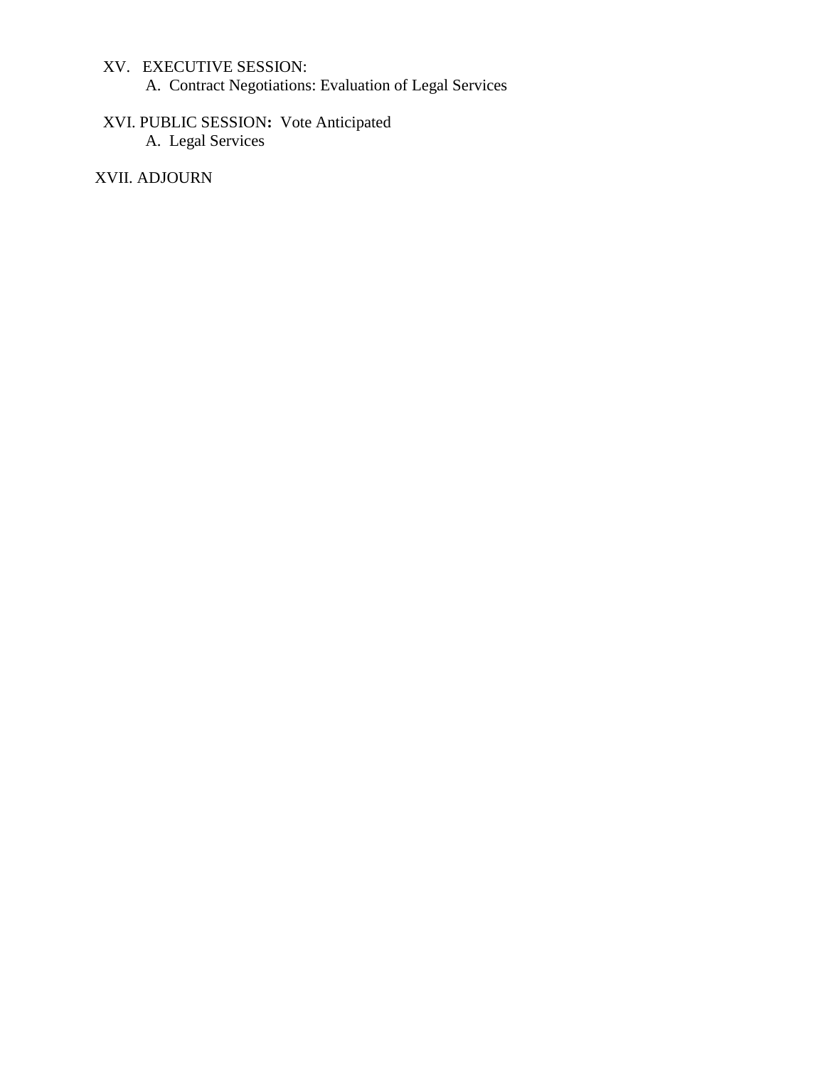XV. EXECUTIVE SESSION:

   A. Contract Negotiations: Evaluation of Legal Services

XVI. PUBLIC SESSION**:** Vote Anticipated

   A. Legal Services

XVII. ADJOURN